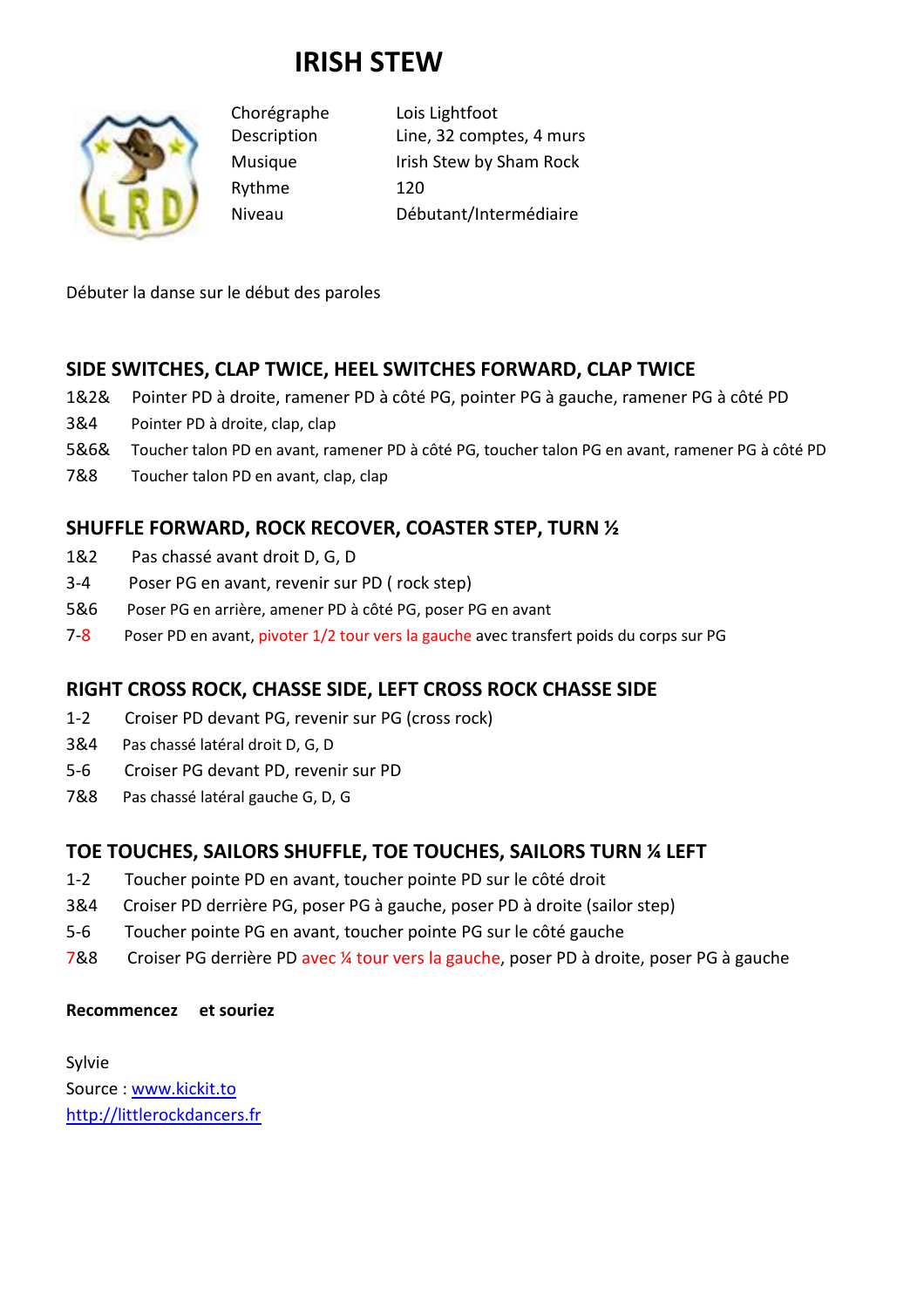# IRISH STEW

| | |
|---|---|
| Chorégraphe | Lois Lightfoot |
| Description | Line, 32 comptes, 4 murs |
| Musique | Irish Stew by Sham Rock |
| Rythme | 120 |
| Niveau | Débutant/Intermédiaire |

Débuter la danse sur le début des paroles

## SIDE SWITCHES, CLAP TWICE, HEEL SWITCHES FORWARD, CLAP TWICE

1&2& Pointer PD à droite, ramener PD à côté PG, pointer PG à gauche, ramener PG à côté PD
3&4 Pointer PD à droite, clap, clap
5&6& Toucher talon PD en avant, ramener PD à côté PG, toucher talon PG en avant, ramener PG à côté PD
7&8 Toucher talon PD en avant, clap, clap

## SHUFFLE FORWARD, ROCK RECOVER, COASTER STEP, TURN ½

1&2 Pas chassé avant droit D, G, D
3-4 Poser PG en avant, revenir sur PD ( rock step)
5&6 Poser PG en arrière, amener PD à côté PG, poser PG en avant
7-8 Poser PD en avant, pivoter 1/2 tour vers la gauche avec transfert poids du corps sur PG

## RIGHT CROSS ROCK, CHASSE SIDE, LEFT CROSS ROCK CHASSE SIDE

1-2 Croiser PD devant PG, revenir sur PG (cross rock)
3&4 Pas chassé latéral droit D, G, D
5-6 Croiser PG devant PD, revenir sur PD
7&8 Pas chassé latéral gauche G, D, G

## TOE TOUCHES, SAILORS SHUFFLE, TOE TOUCHES, SAILORS TURN ¼ LEFT

1-2 Toucher pointe PD en avant, toucher pointe PD sur le côté droit
3&4 Croiser PD derrière PG, poser PG à gauche, poser PD à droite (sailor step)
5-6 Toucher pointe PG en avant, toucher pointe PG sur le côté gauche
7&8 Croiser PG derrière PD avec ¼ tour vers la gauche, poser PD à droite, poser PG à gauche

**Recommencez et souriez**

Sylvie
Source : www.kickit.to
http://littlerockdancers.fr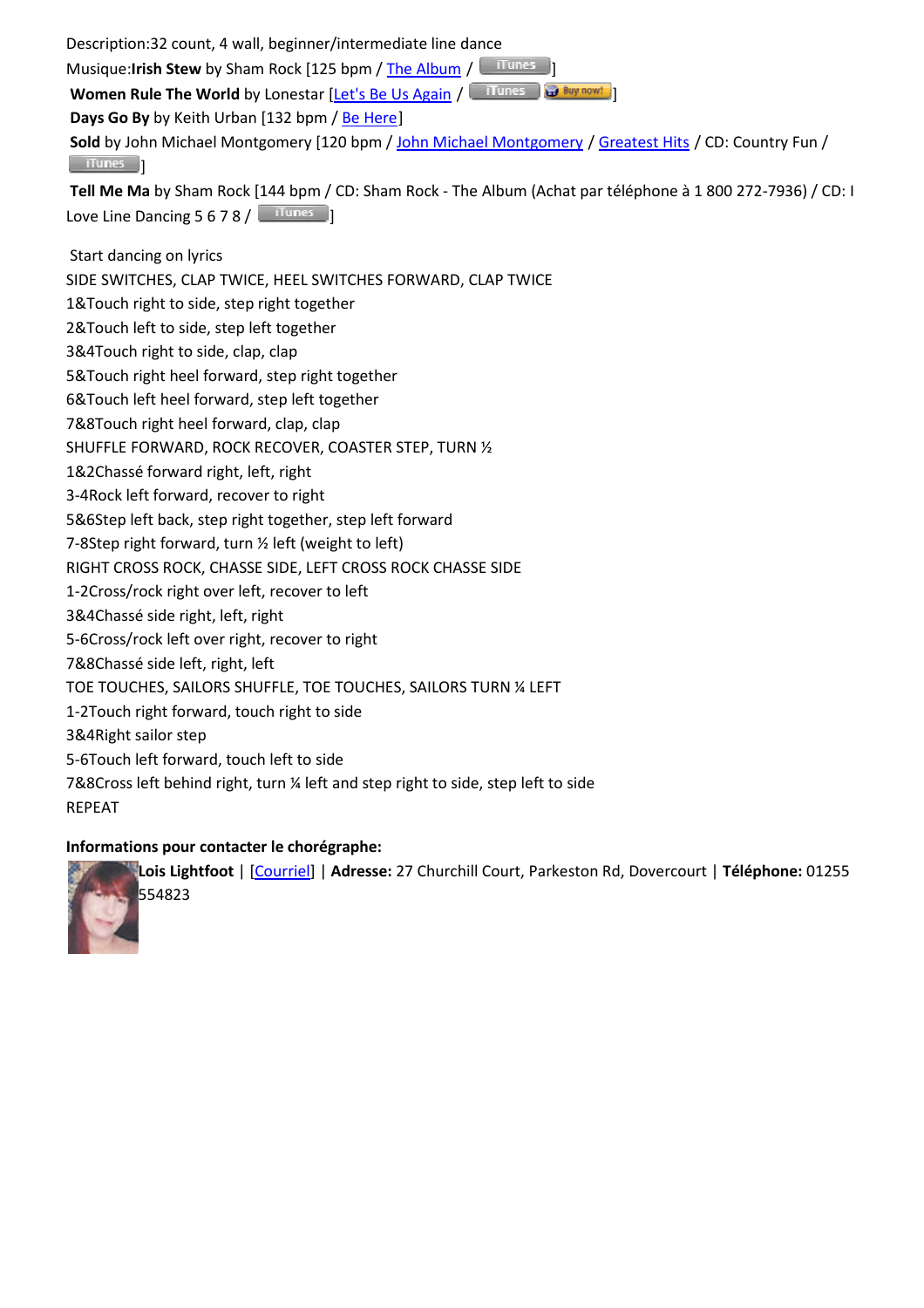Description:32 count, 4 wall, beginner/intermediate line dance

Musique:**Irish Stew** by Sham Rock [125 bpm / The Album / iTunes]

**Women Rule The World** by Lonestar [Let's Be Us Again / iTunes Buy now!]

**Days Go By** by Keith Urban [132 bpm / Be Here]

**Sold** by John Michael Montgomery [120 bpm / John Michael Montgomery / Greatest Hits / CD: Country Fun / iTunes]

**Tell Me Ma** by Sham Rock [144 bpm / CD: Sham Rock - The Album (Achat par téléphone à 1 800 272-7936) / CD: I Love Line Dancing 5 6 7 8 / iTunes]

Start dancing on lyrics

SIDE SWITCHES, CLAP TWICE, HEEL SWITCHES FORWARD, CLAP TWICE

1&Touch right to side, step right together

2&Touch left to side, step left together

3&4Touch right to side, clap, clap

5&Touch right heel forward, step right together

6&Touch left heel forward, step left together

7&8Touch right heel forward, clap, clap

SHUFFLE FORWARD, ROCK RECOVER, COASTER STEP, TURN ½

1&2Chassé forward right, left, right

3-4Rock left forward, recover to right

5&6Step left back, step right together, step left forward

7-8Step right forward, turn ½ left (weight to left)

RIGHT CROSS ROCK, CHASSE SIDE, LEFT CROSS ROCK CHASSE SIDE

1-2Cross/rock right over left, recover to left

3&4Chassé side right, left, right

5-6Cross/rock left over right, recover to right

7&8Chassé side left, right, left

TOE TOUCHES, SAILORS SHUFFLE, TOE TOUCHES, SAILORS TURN ¼ LEFT

1-2Touch right forward, touch right to side

3&4Right sailor step

5-6Touch left forward, touch left to side

7&8Cross left behind right, turn ¼ left and step right to side, step left to side

REPEAT

**Informations pour contacter le chorégraphe:**

**Lois Lightfoot** | [Courriel] | **Adresse:** 27 Churchill Court, Parkeston Rd, Dovercourt | **Téléphone:** 01255 554823